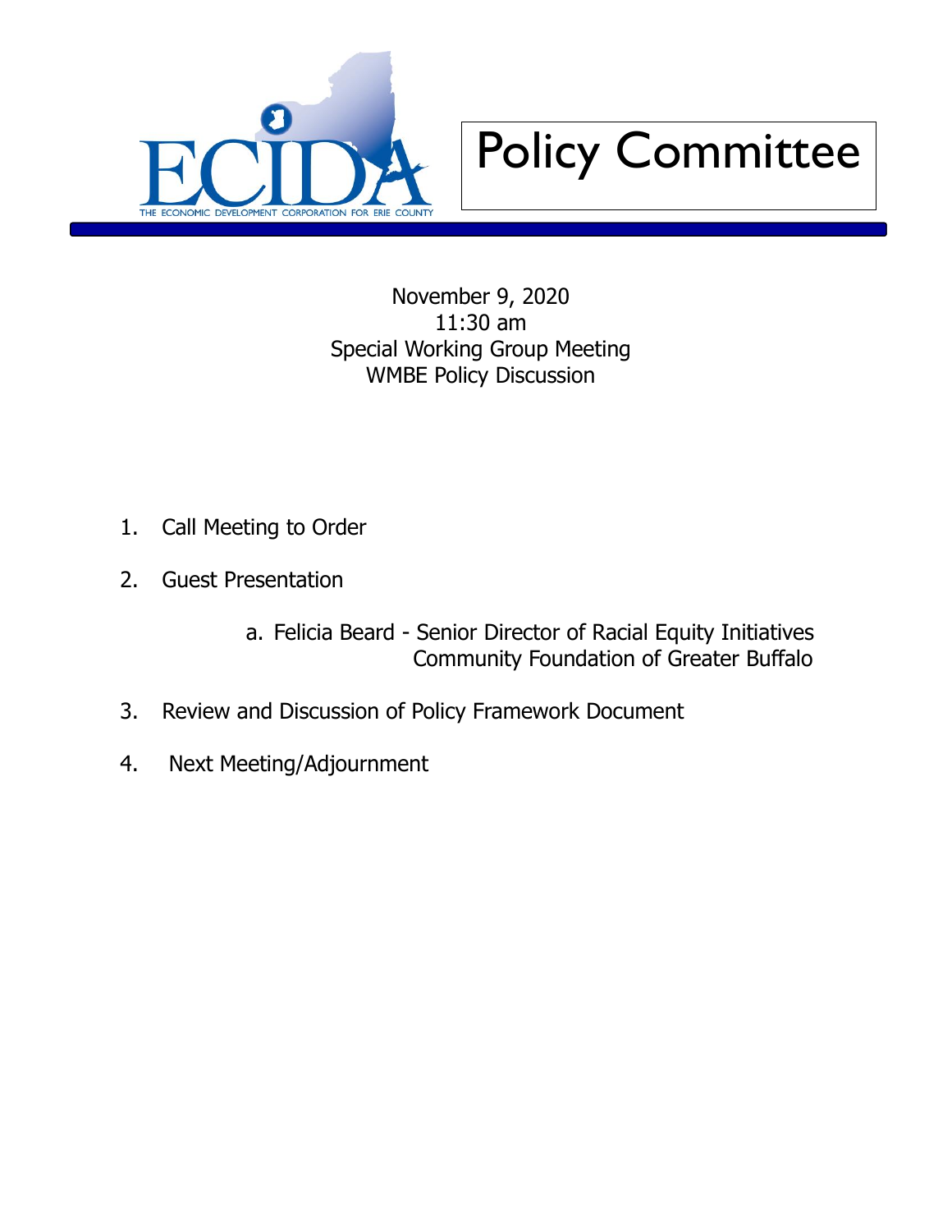ECIDA

THE ECONOMIC DEVELOPMENT CORPORATION FOR ERIE COUNTY

# Policy Committee

November 9, 2020
11:30 am
Special Working Group Meeting
WMBE Policy Discussion

1. Call Meeting to Order
2. Guest Presentation
   a. Felicia Beard - Senior Director of Racial Equity Initiatives
      Community Foundation of Greater Buffalo
3. Review and Discussion of Policy Framework Document
4. Next Meeting/Adjournment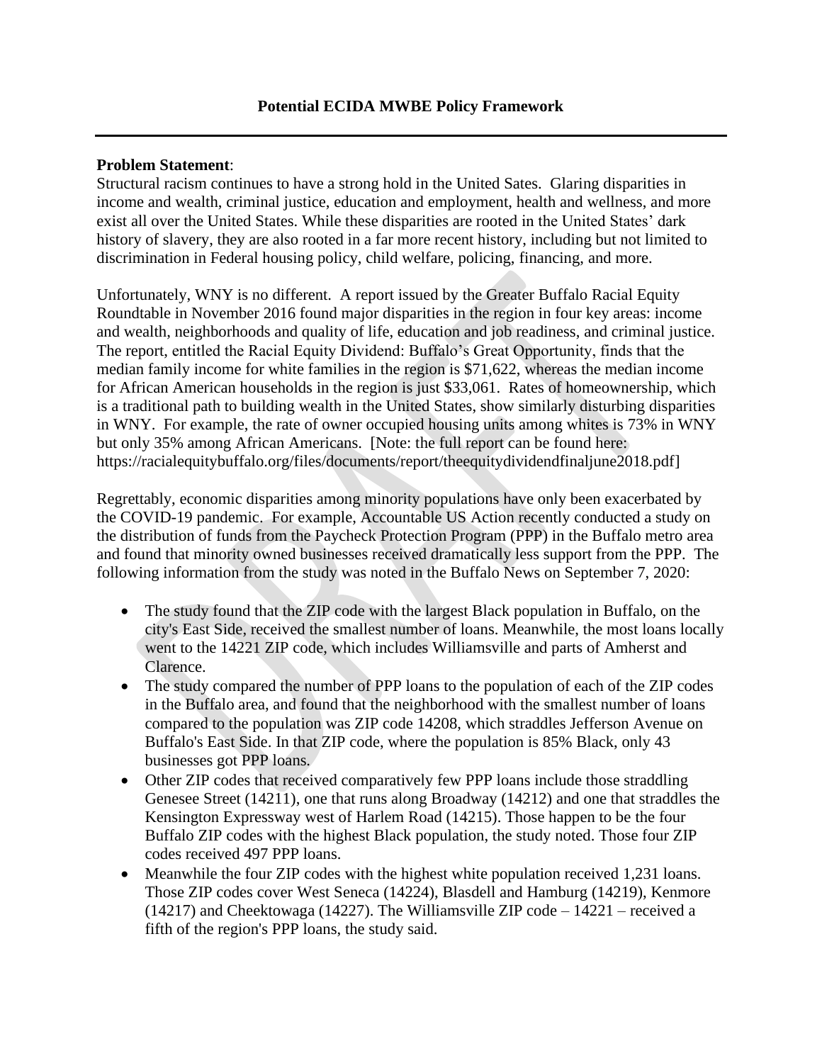## Potential ECIDA MWBE Policy Framework

**Problem Statement**:
Structural racism continues to have a strong hold in the United Sates. Glaring disparities in income and wealth, criminal justice, education and employment, health and wellness, and more exist all over the United States. While these disparities are rooted in the United States' dark history of slavery, they are also rooted in a far more recent history, including but not limited to discrimination in Federal housing policy, child welfare, policing, financing, and more.

Unfortunately, WNY is no different. A report issued by the Greater Buffalo Racial Equity Roundtable in November 2016 found major disparities in the region in four key areas: income and wealth, neighborhoods and quality of life, education and job readiness, and criminal justice. The report, entitled the Racial Equity Dividend: Buffalo's Great Opportunity, finds that the median family income for white families in the region is $71,622, whereas the median income for African American households in the region is just $33,061. Rates of homeownership, which is a traditional path to building wealth in the United States, show similarly disturbing disparities in WNY. For example, the rate of owner occupied housing units among whites is 73% in WNY but only 35% among African Americans. [Note: the full report can be found here: https://racialequitybuffalo.org/files/documents/report/theequitydividendfinaljune2018.pdf]

Regrettably, economic disparities among minority populations have only been exacerbated by the COVID-19 pandemic. For example, Accountable US Action recently conducted a study on the distribution of funds from the Paycheck Protection Program (PPP) in the Buffalo metro area and found that minority owned businesses received dramatically less support from the PPP. The following information from the study was noted in the Buffalo News on September 7, 2020:

- The study found that the ZIP code with the largest Black population in Buffalo, on the city's East Side, received the smallest number of loans. Meanwhile, the most loans locally went to the 14221 ZIP code, which includes Williamsville and parts of Amherst and Clarence.
- The study compared the number of PPP loans to the population of each of the ZIP codes in the Buffalo area, and found that the neighborhood with the smallest number of loans compared to the population was ZIP code 14208, which straddles Jefferson Avenue on Buffalo's East Side. In that ZIP code, where the population is 85% Black, only 43 businesses got PPP loans.
- Other ZIP codes that received comparatively few PPP loans include those straddling Genesee Street (14211), one that runs along Broadway (14212) and one that straddles the Kensington Expressway west of Harlem Road (14215). Those happen to be the four Buffalo ZIP codes with the highest Black population, the study noted. Those four ZIP codes received 497 PPP loans.
- Meanwhile the four ZIP codes with the highest white population received 1,231 loans. Those ZIP codes cover West Seneca (14224), Blasdell and Hamburg (14219), Kenmore (14217) and Cheektowaga (14227). The Williamsville ZIP code – 14221 – received a fifth of the region's PPP loans, the study said.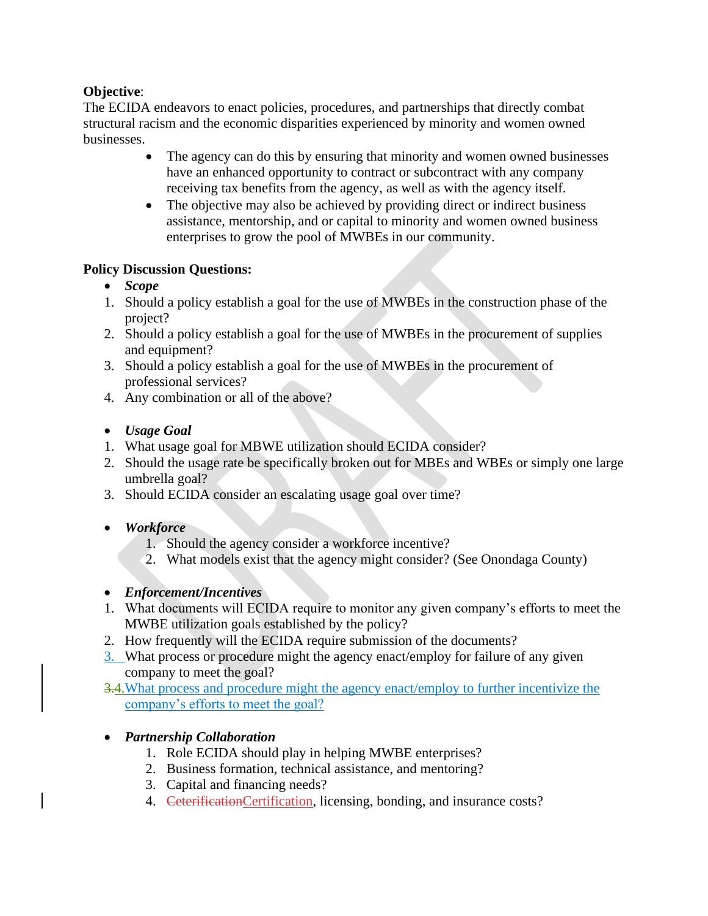**Objective**:
The ECIDA endeavors to enact policies, procedures, and partnerships that directly combat structural racism and the economic disparities experienced by minority and women owned businesses.

- The agency can do this by ensuring that minority and women owned businesses have an enhanced opportunity to contract or subcontract with any company receiving tax benefits from the agency, as well as with the agency itself.
- The objective may also be achieved by providing direct or indirect business assistance, mentorship, and or capital to minority and women owned business enterprises to grow the pool of MWBEs in our community.

**Policy Discussion Questions:**

- ***Scope***

1. Should a policy establish a goal for the use of MWBEs in the construction phase of the project?
2. Should a policy establish a goal for the use of MWBEs in the procurement of supplies and equipment?
3. Should a policy establish a goal for the use of MWBEs in the procurement of professional services?
4. Any combination or all of the above?

- ***Usage Goal***

1. What usage goal for MBWE utilization should ECIDA consider?
2. Should the usage rate be specifically broken out for MBEs and WBEs or simply one large umbrella goal?
3. Should ECIDA consider an escalating usage goal over time?

- ***Workforce***
    1. Should the agency consider a workforce incentive?
    2. What models exist that the agency might consider? (See Onondaga County)

- ***Enforcement/Incentives***

1. What documents will ECIDA require to monitor any given company's efforts to meet the MWBE utilization goals established by the policy?
2. How frequently will the ECIDA require submission of the documents?
3. What process or procedure might the agency enact/employ for failure of any given company to meet the goal?
4. What process and procedure might the agency enact/employ to further incentivize the company's efforts to meet the goal?

- ***Partnership Collaboration***
    1. Role ECIDA should play in helping MWBE enterprises?
    2. Business formation, technical assistance, and mentoring?
    3. Capital and financing needs?
    4. Certification, licensing, bonding, and insurance costs?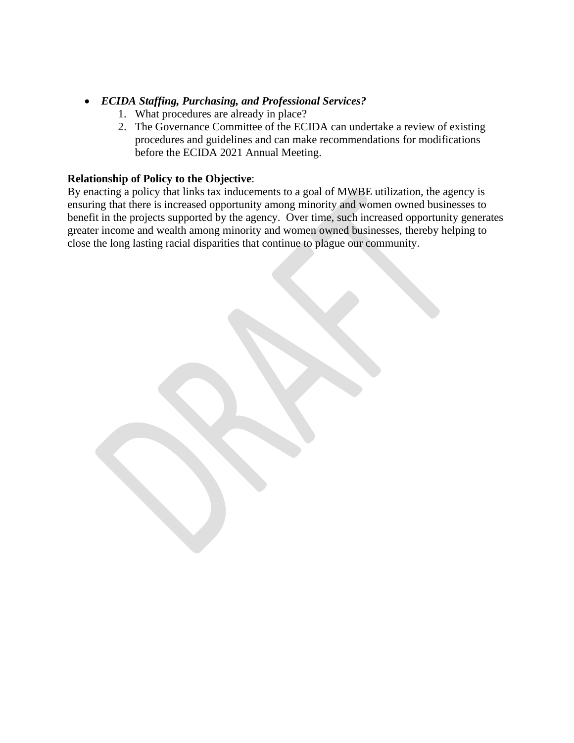- ***ECIDA Staffing, Purchasing, and Professional Services?***
  1. What procedures are already in place?
  2. The Governance Committee of the ECIDA can undertake a review of existing procedures and guidelines and can make recommendations for modifications before the ECIDA 2021 Annual Meeting.

**Relationship of Policy to the Objective**:
By enacting a policy that links tax inducements to a goal of MWBE utilization, the agency is ensuring that there is increased opportunity among minority and women owned businesses to benefit in the projects supported by the agency. Over time, such increased opportunity generates greater income and wealth among minority and women owned businesses, thereby helping to close the long lasting racial disparities that continue to plague our community.